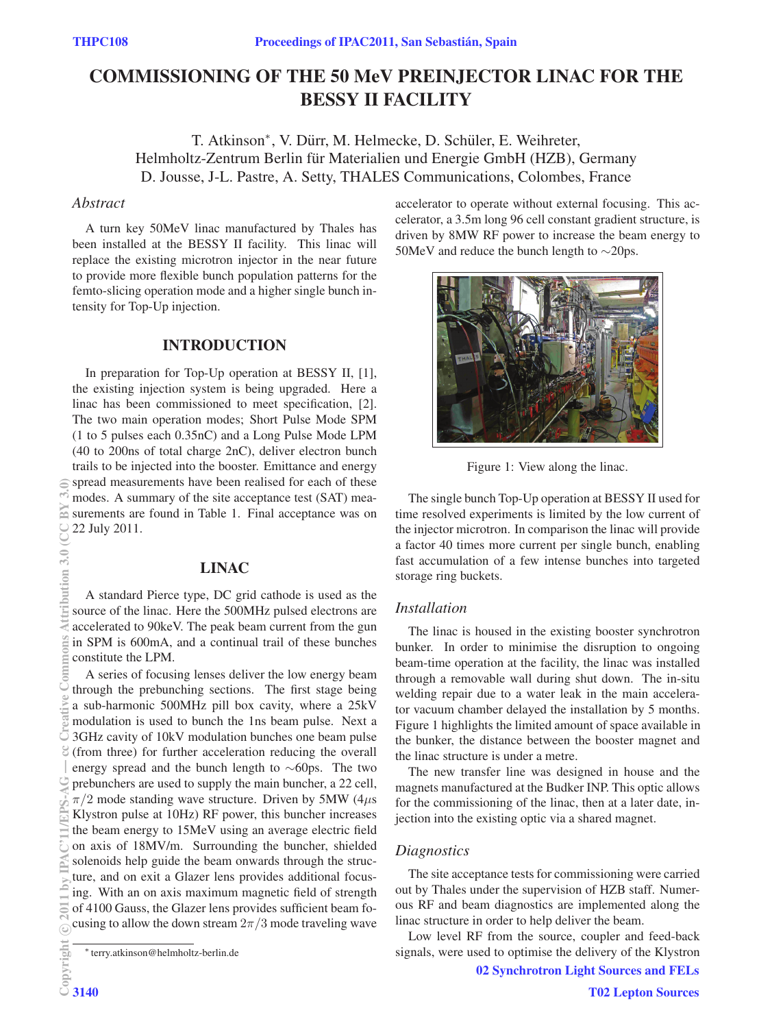# COMMISSIONING OF THE 50 MeV PREINJECTOR LINAC FOR THE BESSY II FACILITY

T. Atkinson*, V. Dürr, M. Helmecke, D. Schüler, E. Weihreter,
Helmholtz-Zentrum Berlin für Materialien und Energie GmbH (HZB), Germany
D. Jousse, J-L. Pastre, A. Setty, THALES Communications, Colombes, France

*Abstract*

A turn key 50MeV linac manufactured by Thales has been installed at the BESSY II facility. This linac will replace the existing microtron injector in the near future to provide more flexible bunch population patterns for the femto-slicing operation mode and a higher single bunch intensity for Top-Up injection.

## INTRODUCTION

In preparation for Top-Up operation at BESSY II, [1], the existing injection system is being upgraded. Here a linac has been commissioned to meet specification, [2]. The two main operation modes; Short Pulse Mode SPM (1 to 5 pulses each 0.35nC) and a Long Pulse Mode LPM (40 to 200ns of total charge 2nC), deliver electron bunch trails to be injected into the booster. Emittance and energy spread measurements have been realised for each of these modes. A summary of the site acceptance test (SAT) measurements are found in Table 1. Final acceptance was on 22 July 2011.

## LINAC

A standard Pierce type, DC grid cathode is used as the source of the linac. Here the 500MHz pulsed electrons are accelerated to 90keV. The peak beam current from the gun in SPM is 600mA, and a continual trail of these bunches constitute the LPM.

A series of focusing lenses deliver the low energy beam through the prebunching sections. The first stage being a sub-harmonic 500MHz pill box cavity, where a 25kV modulation is used to bunch the 1ns beam pulse. Next a 3GHz cavity of 10kV modulation bunches one beam pulse (from three) for further acceleration reducing the overall energy spread and the bunch length to ~60ps. The two prebunchers are used to supply the main buncher, a 22 cell, $\pi/2$ mode standing wave structure. Driven by 5MW (4$\mu$s Klystron pulse at 10Hz) RF power, this buncher increases the beam energy to 15MeV using an average electric field on axis of 18MV/m. Surrounding the buncher, shielded solenoids help guide the beam onwards through the structure, and on exit a Glazer lens provides additional focusing. With an on axis maximum magnetic field of strength of 4100 Gauss, the Glazer lens provides sufficient beam focusing to allow the down stream $2\pi/3$ mode traveling wave accelerator to operate without external focusing. This accelerator, a 3.5m long 96 cell constant gradient structure, is driven by 8MW RF power to increase the beam energy to 50MeV and reduce the bunch length to ~20ps.

Figure 1: View along the linac.

The single bunch Top-Up operation at BESSY II used for time resolved experiments is limited by the low current of the injector microtron. In comparison the linac will provide a factor 40 times more current per single bunch, enabling fast accumulation of a few intense bunches into targeted storage ring buckets.

### *Installation*

The linac is housed in the existing booster synchrotron bunker. In order to minimise the disruption to ongoing beam-time operation at the facility, the linac was installed through a removable wall during shut down. The in-situ welding repair due to a water leak in the main accelerator vacuum chamber delayed the installation by 5 months. Figure 1 highlights the limited amount of space available in the bunker, the distance between the booster magnet and the linac structure is under a metre.

The new transfer line was designed in house and the magnets manufactured at the Budker INP. This optic allows for the commissioning of the linac, then at a later date, injection into the existing optic via a shared magnet.

### *Diagnostics*

The site acceptance tests for commissioning were carried out by Thales under the supervision of HZB staff. Numerous RF and beam diagnostics are implemented along the linac structure in order to help deliver the beam.

Low level RF from the source, coupler and feed-back signals, were used to optimise the delivery of the Klystron

* terry.atkinson@helmholtz-berlin.de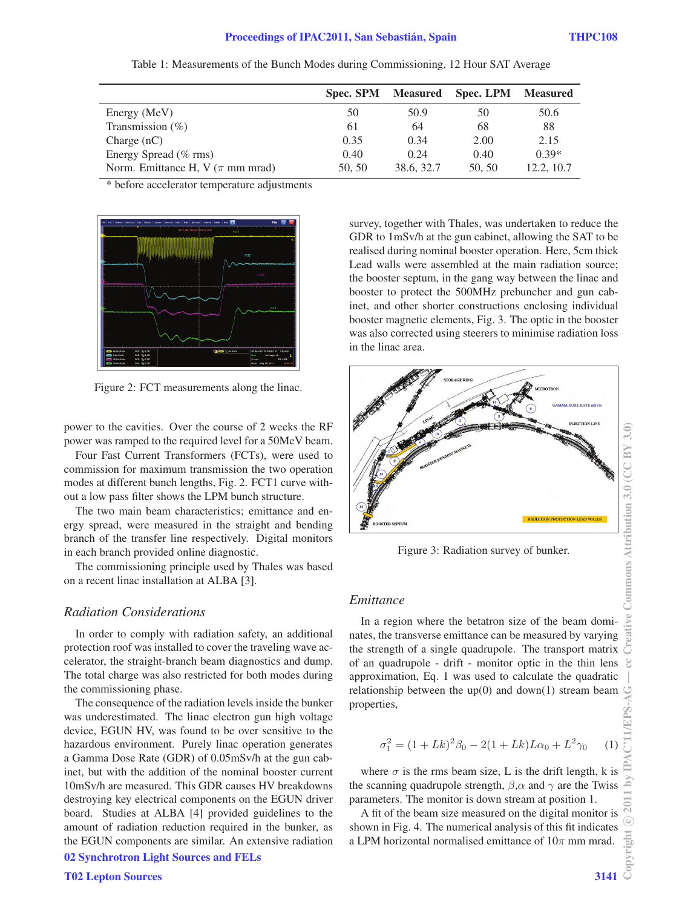Table 1: Measurements of the Bunch Modes during Commissioning, 12 Hour SAT Average

| | Spec. SPM | Measured | Spec. LPM | Measured |
|---|---|---|---|---|
| Energy (MeV) | 50 | 50.9 | 50 | 50.6 |
| Transmission (%) | 61 | 64 | 68 | 88 |
| Charge (nC) | 0.35 | 0.34 | 2.00 | 2.15 |
| Energy Spread (% rms) | 0.40 | 0.24 | 0.40 | 0.39* |
| Norm. Emittance H, V ($\pi$ mm mrad) | 50, 50 | 38.6, 32.7 | 50, 50 | 12.2, 10.7 |

\* before accelerator temperature adjustments

Figure 2: FCT measurements along the linac.

power to the cavities. Over the course of 2 weeks the RF power was ramped to the required level for a 50MeV beam.

Four Fast Current Transformers (FCTs), were used to commission for maximum transmission the two operation modes at different bunch lengths, Fig. 2. FCT1 curve without a low pass filter shows the LPM bunch structure.

The two main beam characteristics; emittance and energy spread, were measured in the straight and bending branch of the transfer line respectively. Digital monitors in each branch provided online diagnostic.

The commissioning principle used by Thales was based on a recent linac installation at ALBA [3].

### *Radiation Considerations*

In order to comply with radiation safety, an additional protection roof was installed to cover the traveling wave accelerator, the straight-branch beam diagnostics and dump. The total charge was also restricted for both modes during the commissioning phase.

The consequence of the radiation levels inside the bunker was underestimated. The linac electron gun high voltage device, EGUN HV, was found to be over sensitive to the hazardous environment. Purely linac operation generates a Gamma Dose Rate (GDR) of 0.05mSv/h at the gun cabinet, but with the addition of the nominal booster current 10mSv/h are measured. This GDR causes HV breakdowns destroying key electrical components on the EGUN driver board. Studies at ALBA [4] provided guidelines to the amount of radiation reduction required in the bunker, as the EGUN components are similar. An extensive radiation survey, together with Thales, was undertaken to reduce the GDR to 1mSv/h at the gun cabinet, allowing the SAT to be realised during nominal booster operation. Here, 5cm thick Lead walls were assembled at the main radiation source; the booster septum, in the gang way between the linac and booster to protect the 500MHz prebuncher and gun cabinet, and other shorter constructions enclosing individual booster magnetic elements, Fig. 3. The optic in the booster was also corrected using steerers to minimise radiation loss in the linac area.

Figure 3: Radiation survey of bunker.

### *Emittance*

In a region where the betatron size of the beam dominates, the transverse emittance can be measured by varying the strength of a single quadrupole. The transport matrix of an quadrupole - drift - monitor optic in the thin lens approximation, Eq. 1 was used to calculate the quadratic relationship between the up(0) and down(1) stream beam properties,

$$\sigma_1^2 = (1 + Lk)^2 \beta_0 - 2(1 + Lk)L\alpha_0 + L^2\gamma_0 \quad (1)$$

where $\sigma$ is the rms beam size, L is the drift length, k is the scanning quadrupole strength, $\beta$,$\alpha$ and $\gamma$ are the Twiss parameters. The monitor is down stream at position 1.

A fit of the beam size measured on the digital monitor is shown in Fig. 4. The numerical analysis of this fit indicates a LPM horizontal normalised emittance of $10\pi$ mm mrad.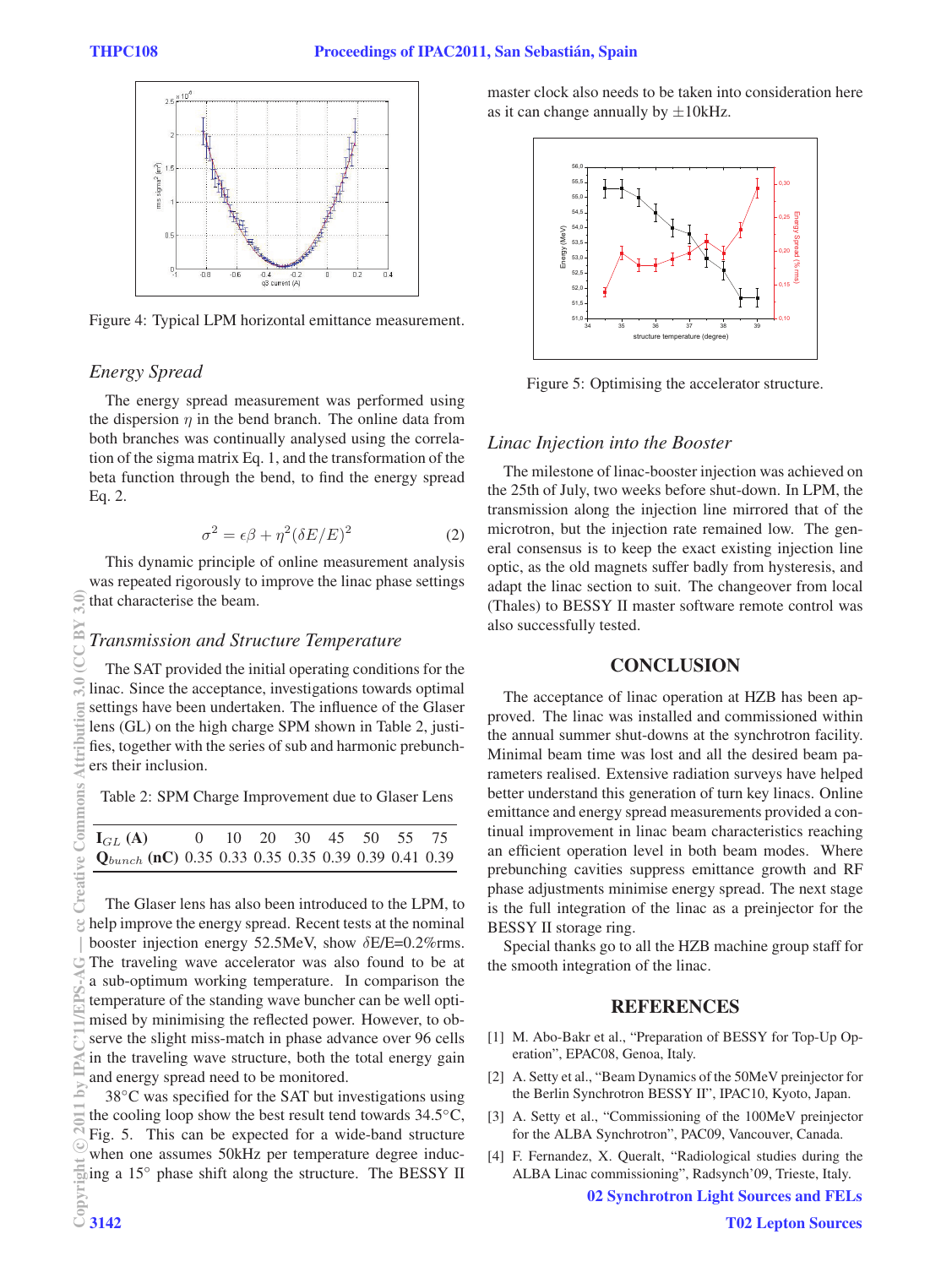x10^6

2.5

2

1.5

1

0.5

0

rms sigma^2 (m^2)

-1 -0.8 -0.6 -0.4 -0.2 0 0.2 0.4

q3 current (A)

Figure 4: Typical LPM horizontal emittance measurement.

### *Energy Spread*

The energy spread measurement was performed using the dispersion $\eta$ in the bend branch. The online data from both branches was continually analysed using the correlation of the sigma matrix Eq. 1, and the transformation of the beta function through the bend, to find the energy spread Eq. 2.

$$\sigma^2 = \epsilon\beta + \eta^2(\delta E/E)^2 \tag{2}$$

This dynamic principle of online measurement analysis was repeated rigorously to improve the linac phase settings that characterise the beam.

### *Transmission and Structure Temperature*

The SAT provided the initial operating conditions for the linac. Since the acceptance, investigations towards optimal settings have been undertaken. The influence of the Glaser lens (GL) on the high charge SPM shown in Table 2, justifies, together with the series of sub and harmonic prebunchers their inclusion.

Table 2: SPM Charge Improvement due to Glaser Lens

| **I**$_{GL}$ **(A)** | 0 | 10 | 20 | 30 | 45 | 50 | 55 | 75 |
|---|---|---|---|---|---|---|---|---|
| **Q**$_{bunch}$ **(nC)** | 0.35 | 0.33 | 0.35 | 0.35 | 0.39 | 0.39 | 0.41 | 0.39 |

The Glaser lens has also been introduced to the LPM, to help improve the energy spread. Recent tests at the nominal booster injection energy 52.5MeV, show $\delta$E/E=0.2%rms. The traveling wave accelerator was also found to be at a sub-optimum working temperature. In comparison the temperature of the standing wave buncher can be well optimised by minimising the reflected power. However, to observe the slight miss-match in phase advance over 96 cells in the traveling wave structure, both the total energy gain and energy spread need to be monitored.

38°C was specified for the SAT but investigations using the cooling loop show the best result tend towards 34.5°C, Fig. 5. This can be expected for a wide-band structure when one assumes 50kHz per temperature degree inducing a 15° phase shift along the structure. The BESSY II master clock also needs to be taken into consideration here as it can change annually by $\pm$10kHz.

56,0
55,5
55,0
54,5
54,0
53,5
53,0
52,5
52,0
51,5
51,0

Energy (MeV)

0,30
0,25
0,20
0,15
0,10

Energy Spread (% rms)

34 35 36 37 38 39

structure temperature (degree)

Figure 5: Optimising the accelerator structure.

### *Linac Injection into the Booster*

The milestone of linac-booster injection was achieved on the 25th of July, two weeks before shut-down. In LPM, the transmission along the injection line mirrored that of the microtron, but the injection rate remained low. The general consensus is to keep the exact existing injection line optic, as the old magnets suffer badly from hysteresis, and adapt the linac section to suit. The changeover from local (Thales) to BESSY II master software remote control was also successfully tested.

## CONCLUSION

The acceptance of linac operation at HZB has been approved. The linac was installed and commissioned within the annual summer shut-downs at the synchrotron facility. Minimal beam time was lost and all the desired beam parameters realised. Extensive radiation surveys have helped better understand this generation of turn key linacs. Online emittance and energy spread measurements provided a continual improvement in linac beam characteristics reaching an efficient operation level in both beam modes. Where prebunching cavities suppress emittance growth and RF phase adjustments minimise energy spread. The next stage is the full integration of the linac as a preinjector for the BESSY II storage ring.

Special thanks go to all the HZB machine group staff for the smooth integration of the linac.

## REFERENCES

[1] M. Abo-Bakr et al., "Preparation of BESSY for Top-Up Operation", EPAC08, Genoa, Italy.

[2] A. Setty et al., "Beam Dynamics of the 50MeV preinjector for the Berlin Synchrotron BESSY II", IPAC10, Kyoto, Japan.

[3] A. Setty et al., "Commissioning of the 100MeV preinjector for the ALBA Synchrotron", PAC09, Vancouver, Canada.

[4] F. Fernandez, X. Queralt, "Radiological studies during the ALBA Linac commissioning", Radsynch'09, Trieste, Italy.